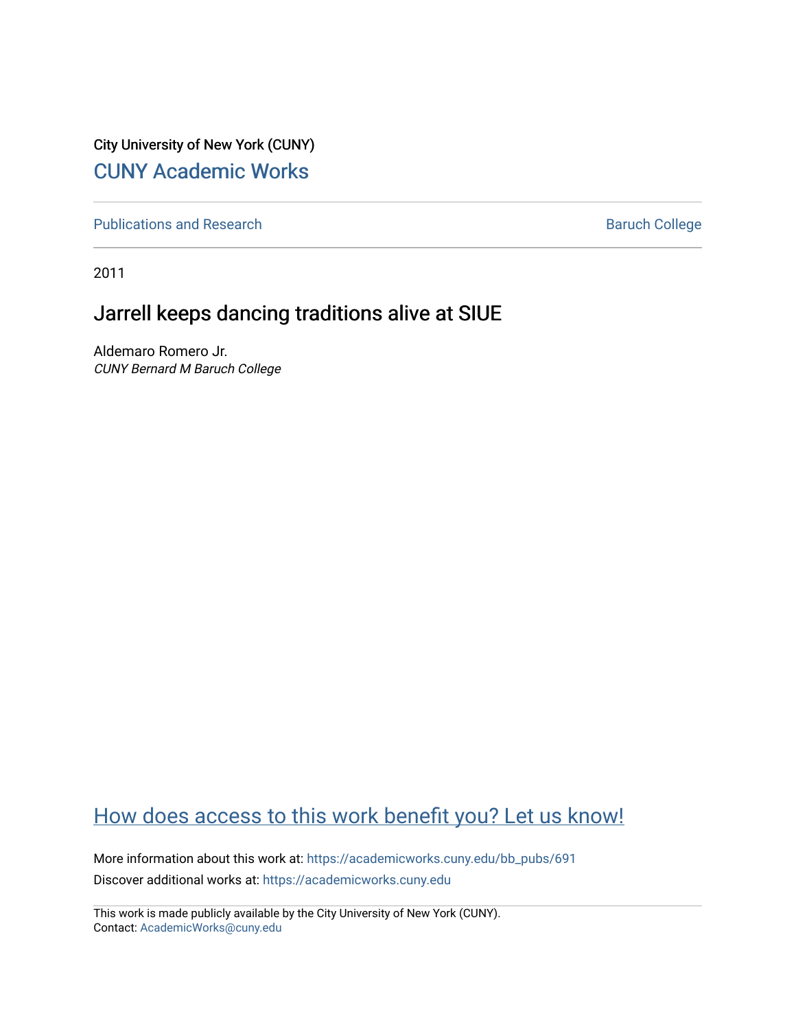City University of New York (CUNY)

CUNY Academic Works

Publications and Research

Baruch College

2011

# Jarrell keeps dancing traditions alive at SIUE

Aldemaro Romero Jr.
*CUNY Bernard M Baruch College*

How does access to this work benefit you? Let us know!

More information about this work at: https://academicworks.cuny.edu/bb_pubs/691

Discover additional works at: https://academicworks.cuny.edu

This work is made publicly available by the City University of New York (CUNY).
Contact: AcademicWorks@cuny.edu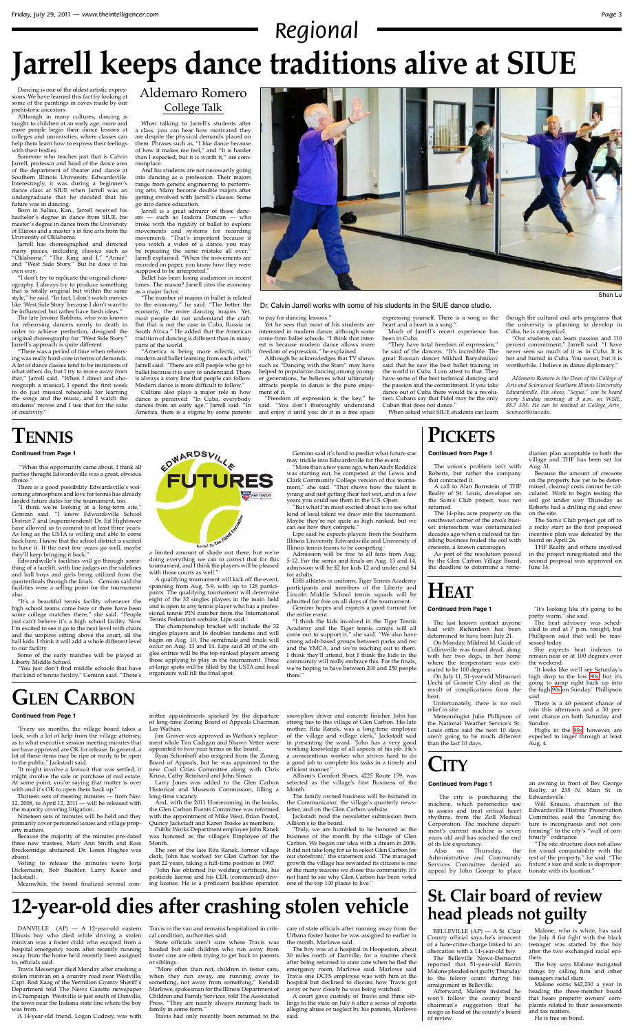# Regional

# Jarrell keeps dance traditions alive at SIUE

Dancing is one of the oldest artistic expressions. We have learned this fact by looking at some of the paintings in caves made by our prehistoric ancestors.

Although in many cultures, dancing is taught to children at an early age, more and more people begin their dance lessons at colleges and universities, where classes can help them learn how to express their feelings with their bodies.

Someone who teaches just that is Calvin Jarrell, professor and head of the dance area of the department of theater and dance at Southern Illinois University Edwardsville. Interestingly, it was during a beginner's dance class at SIUE when Jarrell was an undergraduate that he decided that his future was in dancing.

Born in Salina, Kan., Jarrell received his bachelor's degree in dance from SIUE, his master's degree in dance from the University of Illinois and a master's in fine arts from the University of Oklahoma.

Jarrell has choreographed and directed many pieces, including classics such as "Oklahoma," "The King and I," "Annie" and "West Side Story." But he does it his own way.

"I don't try to replicate the original choreography. I always try to produce something that is totally original but within the same style," he said. "In fact, I don't watch movies like 'West Side Story' because I don't want to be influenced but rather have fresh ideas."

The late Jerome Robbins, who was known for rehearsing dancers nearly to death in order to achieve perfection, designed the original choreography for "West Side Story." Jarrell's approach is quite different.

"There was a period of time when rehearsing was really hard-core in terms of demands. A lot of dance classes tend to be imitations of what others do, but I try to move away from that," Jarrell said. "When I direct and choreograph a musical, I spend the first week to do just musical rehearsals for learning the songs and the music, and I watch the students' moves and I use that for the sake of creativity."

## Aldemaro Romero
### College Talk

When talking to Jarrell's students after a class, you can hear how motivated they are despite the physical demands placed on them. Phrases such as, "I like dance because of how it makes me feel," and "It is harder than I expected, but it is worth it," are commonplace.

And his students are not necessarily going into dancing as a profession. Their majors range from genetic engineering to performing arts. Many become double majors after getting involved with Jarrell's classes. Some go into dance education.

Jarrell is a great admirer of those dancers — such as Isadora Duncan — who broke with the rigidity of ballet to explore movements and systems for recording movements. "That's important because if you watch a video of a dance, you may be repeating the same mistake all over," Jarrell explained. "When the movements are recorded on paper, you know how they were supposed to be interpreted."

Ballet has been losing audiences in recent times. The reason? Jarrell cites the economy as a major factor.

"The number of majors in ballet is related to the economy," he said. "The better the economy, the more dancing majors. Yet, most people do not understand the craft. But that is not the case in Cuba, Russia or South Africa." He added that the American tradition of dancing is different than in many parts of the world.

"America is being more eclectic, with modern and ballet learning from each other," Jarrell said. "There are still people who go to ballet because it is easy to understand. There is always a story line that people can follow. Modern dance is more difficult to follow."

Culture also plays a major role in how dance is perceived. "In Cuba, everybody dances from an early age," Jarrell said. "In America, there is a stigma by some parents to pay for dancing lessons."

Shan Lu

Dr. Calvin Jarrell works with some of his students in the SIUE dance studio.

Yet he sees that most of his students are interested in modern dance, although some come from ballet schools. "I think that interest is because modern dance allows more freedom of expression," he explained.

Although he acknowledges that TV shows such as "Dancing with the Stars" may have helped to popularize dancing among younger generations, he believes what ultimately attracts people to dance is the pure enjoyment of it.

"Freedom of expression is the key," he said. "You don't thoroughly understand and enjoy it until you do it in a free space expressing yourself. There is a song in the heart and a heart in a song."

Much of Jarrell's recent experience has been in Cuba.

"They have total freedom of expression," he said of the dancers. "It's incredible. The great Russian dancer Mikhail Baryshnikov said that he saw the best ballet training in the world in Cuba. I can attest to that. They have some of the best technical dancing and the passion and the commitment. If you take dance out of Cuba there would be a revolution. Cubans say that Fidel may be the only Cuban that does not dance."

When asked what SIUE students can learn though the cultural and arts programs that the university is planning to develop in Cuba, he is categorical.

"Our students can learn passion and 110 percent commitment," Jarrell said. "I have never seen so much of it as in Cuba. It is hot and humid in Cuba. You sweat, but it is worthwhile. I believe in dance diplomacy."

*Aldemaro Romero is the Dean of the College of Arts and Sciences at Southern Illinois University Edwardsville. His show, "Segue," can be heard every Sunday morning at 9 a.m. on WSIE, 88.7 FM. He can be reached at College_Arts_Sciences@siue.edu.*

# Tennis

**Continued from Page 1**

"When this opportunity came about, I think all parties thought Edwardsville was a great, obvious choice."

There is a good possibility Edwardsville's welcoming atmosphere and love for tennis has already landed future dates for the tournament, too.

"I think we're looking at a long-term site," Geminn said. "I know Edwardsville School District 7 and (superintendent) Dr. Ed Hightower have allowed us to commit to at least three years. As long as the USTA is willing and able to come back here, I know that the school district is excited to have it. If the next few years go well, maybe they'll keep bringing it back."

Edwardsville's facilities will go through something of a facelift, with line judges on the sidelines and ball boys and girls being utilized from the quarterfinals through the finals. Geminn said the facilities were a selling point for the tournament also.

"It's a beautiful tennis facility whenever the high school teams come here or there have been some college matches there," she said. "People just can't believe it's a high school facility. Now I'm excited to see it go to the next level with chairs and the umpires sitting above the court, all the ball kids. I think it will add a whole different level to our facility.

Some of the early matches will be played at Liberty Middle School.

"You just don't find middle schools that have that kind of tennis facility," Geminn said. "There's a limited amount of shade out there, but we're doing everything we can to correct that for this tournament, and I think the players will be pleased with those courts as well."

A qualifying tournament will kick off the event, spanning from Aug. 5-9, with up to 128 participants. The qualifying tournament will determine eight of the 32 singles players in the main field and is open to any tennis player who has a professional tennis PIN number from the International Tennis Federation website, Lipe said.

The championship bracket will include the 32 singles players and 16 doubles tandems and will begin on Aug. 10. The semifinals and finals will occur on Aug. 13 and 14. Lipe said 20 of the singles entries will be the top-ranked players among those applying to play in the tournament. Three at-large spots will be filled by the USTA and local organizers will fill the final spot.

Geminn said it's hard to predict what future star may trickle into Edwardsville for the event.

"More than a few years ago, when Andy Roddick was starting out, he competed at the Lewis and Clark Community College version of this tournament," she said. "That shows how the talent is young and just getting their feet wet, and in a few years you could see them in the U.S. Open.

"But what I'm most excited about is to see what kind of local talent we draw into the tournament. Maybe they're not quite as high ranked, but we can see how they compete."

Lipe said he expects players from the Southern Illinois University Edwardsville and University of Illinois tennis teams to be competing.

Admission will be free to all fans from Aug. 5-12. For the semis and finals on Aug. 13 and 14, admission will be $2 for kids 12 and under and $4 for adults.

EHS athletes in uniform, Tiger Tennis Academy participants and members of the Liberty and Lincoln Middle School tennis squads will be admitted for free on all days of the tournament.

Geminn hopes and expects a good turnout for the entire event.

"I think the kids involved in the Tiger Tennis Academy and the Tiger tennis camps will all come out to support it," she said. "We also have strong adult-based groups between parks and rec and the YMCA, and we're reaching out to them. I think they'll attend, but I think the kids in the community will really embrace this. For the finals, we're hoping to have between 200 and 250 people there."

# Pickets

**Continued from Page 1**

The union's problem isn't with Roberts, but rather the company that contracted it.

A call to Alan Bornstein of THF Realty of St. Louis, developer on the Sam's Club project, was not returned.

The 14-plus acre property on the southwest corner of the area's busiest intersection was contaminated decades ago when a railroad tie finishing business fouled the soil with creosote, a known carcinogen.

As part of the resolution passed by the Glen Carbon Village Board, the deadline to determine a remediation plan acceptable to both the village and THF has been set for Aug. 31.

Because the amount of creosote on the property has yet to be determined, cleanup costs cannot be calculated. Work to begin testing the soil got under way Thursday as Roberts had a drilling rig and crew on the site.

The Sam's Club project got off to a rocky start as the first proposed incentive plan was defeated by the board on April 26.

THF Realty and others involved in the project renegotiated and the second proposal was approved on June 14.

# Heat

**Continued from Page 1**

The last known contact anyone had with Richardson has been determined to have been July 21.

On Monday, Mildred M. Guide of Collinsville was found dead, along with her two dogs, in her home where the temperature was estimated to be 100 degrees.

On July 11, 51-year-old Mitsunari Uchi of Granite City died as the result of complications from the heat.

Unfortunately, there is no real relief in site.

Meteorologist Julie Phillipson of the National Weather Service's St. Louis office said the next 10 days aren't going to be much different than the last 10 days.

"It's looking like it's going to be pretty warm," she said.

The heat advisory was scheduled to end at 7 p.m. tonight, but Phillipson said that will be reassessed today.

She expects heat indexes to remain near or at 100 degrees over the weekend.

"It looks like we'll see Saturday's high drop to the low 90s, but it's going to jump right back up into the high 90s on Sunday," Phillipson said.

There is a 40 percent chance of rain this afternoon and a 30 percent chance on both Saturday and Sunday.

Highs in the 90s, however, are expected to linger through at least Aug. 4.

# Glen Carbon

**Continued from Page 1**

"Every six months, the village board takes a look, with a lot of help from the village attorney, as to what executive session meeting minutes that we have approved are OK for release. In general, a lot of those items may be ripe or ready to be open to the public," Jackstadt said.

"It might involve a lawsuit that was settled, it might involve the sale or purchase of real estate. At some point, you're saying that matter is over with and it's OK to open them back up."

Thirteen sets of meeting minutes — from Nov. 12, 2008, to April 12, 2011 — will be released with the majority covering litigation.

Nineteen sets of minutes will be held and they primarily cover personnel issues and village property matters.

Because the majority of the minutes pre-dated three new trustees, Mary Ann Smith and Ross Brecktenridge abstained. Dr. Loren Hughes was absent.

Voting to release the minutes were Jorja Dickemann, Bob Buehler, Larry Kacer and Jackstadt.

Meanwhile, the board finalized several committee appointments sparked by the departure of long-time Zoning Board of Appeals Chairman Lee Wathan.

Jim Grover was approved as Wathan's replacement while Tim Cadigan and Shawn Vetter were appointed to two-year terms on the board.

Ryan Schonhoff also resigned from the Zoning Board of Appeals, but he was appointed to the new Cool Cities Committee along with Chris Krusa, Cathy Reinhard and John Slosar.

Larry Jones was added to the Glen Carbon Historical and Museum Commission, filling a long-time vacancy.

And, with the 2011 Homecoming in the books, the Glen Carbon Events Committee was reformed with the appointment of Mike West, Brian Postol, Quincy Jackstadt and Karen Troske as members.

Public Works Department employee John Ranek was honored as the village's Employee of the Month.

The son of the late Rita Ranek, former village clerk, John has worked for Glen Carbon for the past 22 years, taking a full-time position in 1997.

"John has obtained his welding certificate, his pesticide license and his CDL (commercial) driving license. He is a proficient backhoe operator, snowplow driver and concrete finisher. John has strong ties to this village of Glen Carbon. His late mother, Rita Ranek, was a long-time employee of the village and village clerk," Jackstadt said in presenting the ward. "John has a very good working knowledge of all aspects of his job. He's a conscientious worker who strives hard to do a good job to complete his tasks in a timely and efficient manner."

Allison's Comfort Shoes, 4225 Route 159, was selected as the village's first Business of the Month.

The family owned business will be featured in the Communicator, the village's quarterly newsletter, and on the Glen Carbon website.

Jackstadt read the newsletter submission from Allison's to the board.

"Truly, we are humbled to be honored as the business of the month by the village of Glen Carbon. We began our idea with a dream in 2006. It did not take long for us to select Glen Carbon for our storefront," the statement said. "The managed growth the village has rewarded its citizens is one of the many reasons we chose this community. It's not hard to see why Glen Carbon has been voted one of the top 100 places to live."

# City

**Continued from Page 1**

The city is purchasing the machine, which paramedics use to assess and treat critical heart rhythms, from the Zoll Medical Corporation. The machine department's current machine is seven years old and has reached the end of its life expectancy.

Also on Thursday, the Administrative and Community Services Committee denied an appeal by John George to place an awning in front of Bev George Realty, at 235 N. Main St. in Edwardsville.

Will Krause, chairman of the Edwardsville Historic Preservation Committee, said the "awning fixture is incongruous and not conforming" to the city's "wall of continuity" ordinance.

"The site structure does not allow for visual compatability with the rest of the property," he said. "The fixture's size and scale is disproportionate with its location."

# 12-year-old dies after crashing stolen vehicle

DANVILLE (AP) — A 12-year-old eastern Illinois boy who died while driving a stolen minivan was a foster child who escaped from a hospital emergency room after recently running away from the home he'd recently been assigned to, officials said.

Travis Messenger died Monday after crashing a stolen minivan on a country road near Westville, Capt. Rod Kaag of the Vermilion County Sheriff's Department told The News Gazette newspaper in Champaign. Westville is just south of Danville, the town near the Indiana state line where the boy was from.

A 14-year-old friend, Logan Cudney, was with Travis in the van and remains hospitalized in critical condition, authorities said.

State officials aren't sure where Travis was headed but said children who run away from foster care are often trying to get back to parents or siblings.

"More often than not, children in foster care, when they run away, are running away to something, not away from something," Kendall Marlowe, spokesman for the Illinois Department of Children and Family Services, told The Associated Press. "They are nearly always running back to family in some form."

Travis had only recently been returned to the care of state officials after running away from the Urbana foster home he was assigned to earlier in the month, Marlowe said.

The boy was at a hospital in Hoopeston, about 30 miles north of Danville, for a routine check after being returned to state care when he fled the emergency room, Marlowe said. Marlowe said Travis one DCFS employee was with him at the hospital but declined to discuss how Travis got away or how closely he was being watched.

A court gave custody of Travis and three siblings to the state on July 6 after a series of reports alleging abuse or neglect by his parents, Marlowe said.

# St. Clair board of review head pleads not guilty

BELLEVILLE (AP) — A St. Clair County official says he's innocent of a hate-crime charge linked to an altercation with a 14-year-old boy.

The Belleville News-Democrat reported that 51-year-old Kevin Malone pleaded not guilty Thursday to the felony count during his arraignment in Belleville.

Afterward, Malone insisted he won't follow the county board chairman's suggestion that he resign as head of the county's board of review.

Malone, who is white, has said the July 8 fist fight with the black teenager was started by the boy after the two exchanged racial epithets.

The boy says Malone instigated things by calling him and other teenagers racial slurs.

Malone earns $42,230 a year in heading the three-member board that hears property owners' complaints related to their assessments and tax matters.

He is free on bond.